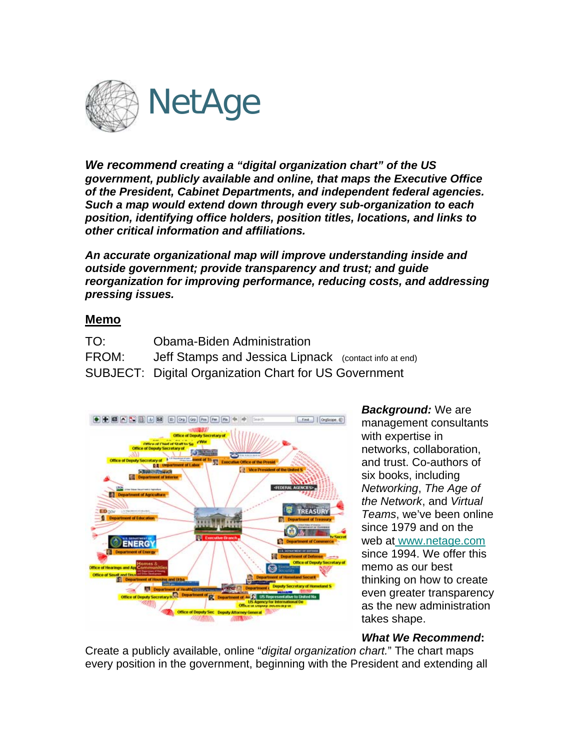# NetAge

***We recommend creating a "digital organization chart" of the US government, publicly available and online, that maps the Executive Office of the President, Cabinet Departments, and independent federal agencies. Such a map would extend down through every sub-organization to each position, identifying office holders, position titles, locations, and links to other critical information and affiliations.***

***An accurate organizational map will improve understanding inside and outside government; provide transparency and trust; and guide reorganization for improving performance, reducing costs, and addressing pressing issues.***

## Memo

TO: Obama-Biden Administration
FROM: Jeff Stamps and Jessica Lipnack (contact info at end)
SUBJECT: Digital Organization Chart for US Government

***Background:*** We are management consultants with expertise in networks, collaboration, and trust. Co-authors of six books, including *Networking*, *The Age of the Network*, and *Virtual Teams*, we've been online since 1979 and on the web at www.netage.com since 1994. We offer this memo as our best thinking on how to create even greater transparency as the new administration takes shape.

***What We Recommend*:**
Create a publicly available, online "*digital organization chart.*" The chart maps every position in the government, beginning with the President and extending all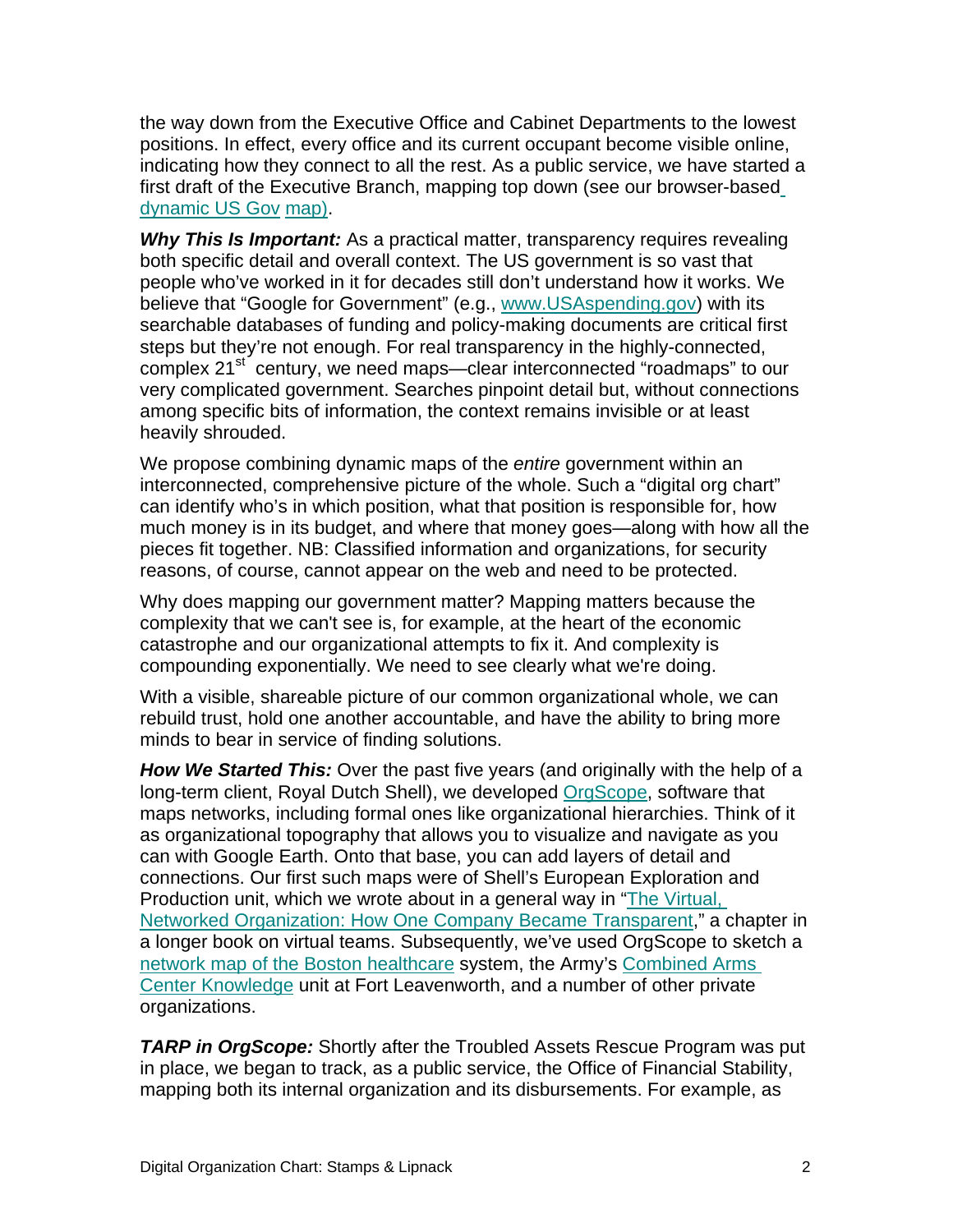the way down from the Executive Office and Cabinet Departments to the lowest positions. In effect, every office and its current occupant become visible online, indicating how they connect to all the rest. As a public service, we have started a first draft of the Executive Branch, mapping top down (see our browser-based dynamic US Gov map).

***Why This Is Important:*** As a practical matter, transparency requires revealing both specific detail and overall context. The US government is so vast that people who've worked in it for decades still don't understand how it works. We believe that "Google for Government" (e.g., www.USAspending.gov) with its searchable databases of funding and policy-making documents are critical first steps but they're not enough. For real transparency in the highly-connected, complex 21st century, we need maps—clear interconnected "roadmaps" to our very complicated government. Searches pinpoint detail but, without connections among specific bits of information, the context remains invisible or at least heavily shrouded.

We propose combining dynamic maps of the *entire* government within an interconnected, comprehensive picture of the whole. Such a "digital org chart" can identify who's in which position, what that position is responsible for, how much money is in its budget, and where that money goes—along with how all the pieces fit together. NB: Classified information and organizations, for security reasons, of course, cannot appear on the web and need to be protected.

Why does mapping our government matter? Mapping matters because the complexity that we can't see is, for example, at the heart of the economic catastrophe and our organizational attempts to fix it. And complexity is compounding exponentially. We need to see clearly what we're doing.

With a visible, shareable picture of our common organizational whole, we can rebuild trust, hold one another accountable, and have the ability to bring more minds to bear in service of finding solutions.

***How We Started This:*** Over the past five years (and originally with the help of a long-term client, Royal Dutch Shell), we developed OrgScope, software that maps networks, including formal ones like organizational hierarchies. Think of it as organizational topography that allows you to visualize and navigate as you can with Google Earth. Onto that base, you can add layers of detail and connections. Our first such maps were of Shell's European Exploration and Production unit, which we wrote about in a general way in "The Virtual, Networked Organization: How One Company Became Transparent," a chapter in a longer book on virtual teams. Subsequently, we've used OrgScope to sketch a network map of the Boston healthcare system, the Army's Combined Arms Center Knowledge unit at Fort Leavenworth, and a number of other private organizations.

***TARP in OrgScope:*** Shortly after the Troubled Assets Rescue Program was put in place, we began to track, as a public service, the Office of Financial Stability, mapping both its internal organization and its disbursements. For example, as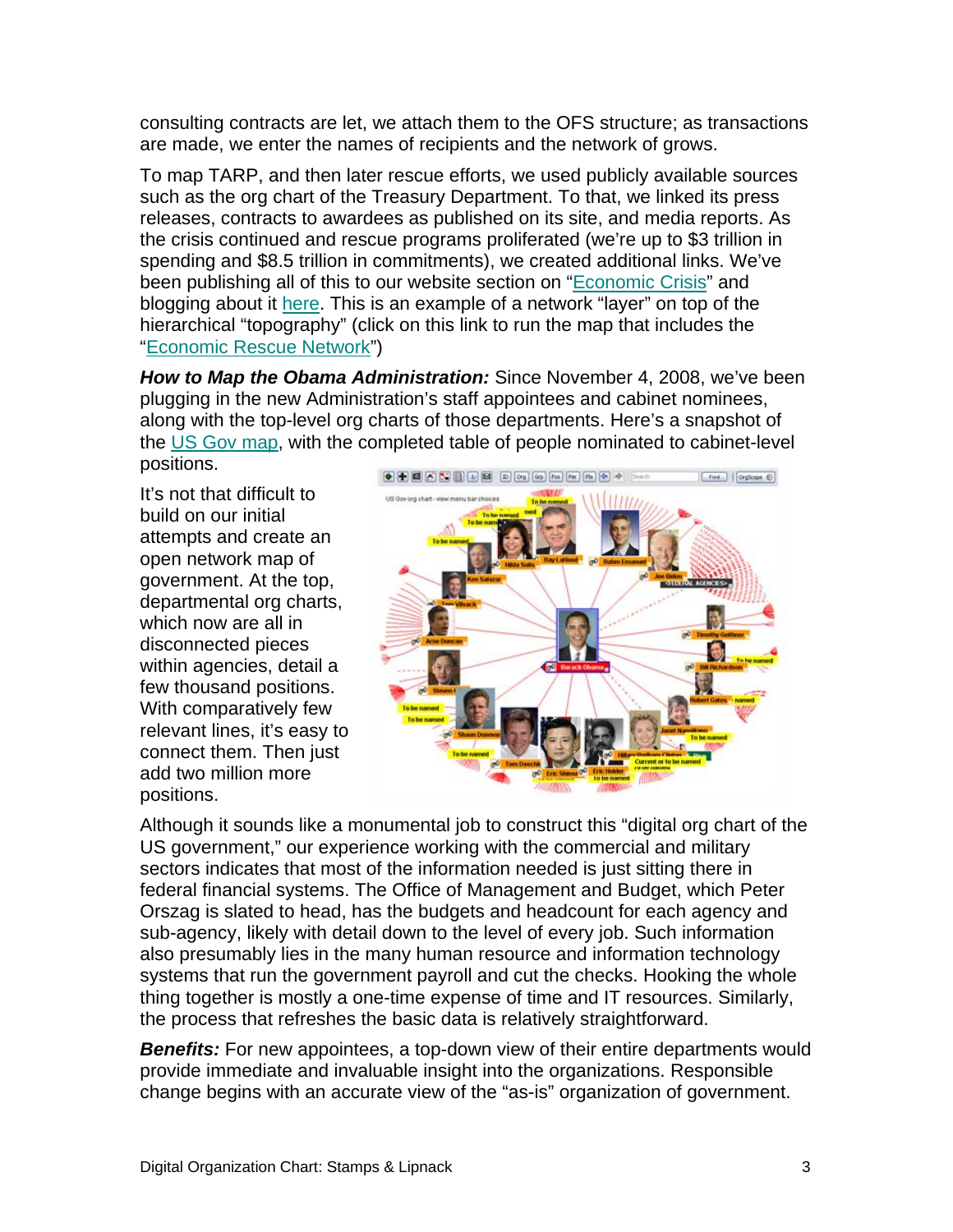consulting contracts are let, we attach them to the OFS structure; as transactions are made, we enter the names of recipients and the network of grows.

To map TARP, and then later rescue efforts, we used publicly available sources such as the org chart of the Treasury Department. To that, we linked its press releases, contracts to awardees as published on its site, and media reports. As the crisis continued and rescue programs proliferated (we're up to $3 trillion in spending and $8.5 trillion in commitments), we created additional links. We've been publishing all of this to our website section on "Economic Crisis" and blogging about it here. This is an example of a network "layer" on top of the hierarchical "topography" (click on this link to run the map that includes the "Economic Rescue Network")

***How to Map the Obama Administration:*** Since November 4, 2008, we've been plugging in the new Administration's staff appointees and cabinet nominees, along with the top-level org charts of those departments. Here's a snapshot of the US Gov map, with the completed table of people nominated to cabinet-level positions.

It's not that difficult to build on our initial attempts and create an open network map of government. At the top, departmental org charts, which now are all in disconnected pieces within agencies, detail a few thousand positions. With comparatively few relevant lines, it's easy to connect them. Then just add two million more positions.

Although it sounds like a monumental job to construct this "digital org chart of the US government," our experience working with the commercial and military sectors indicates that most of the information needed is just sitting there in federal financial systems. The Office of Management and Budget, which Peter Orszag is slated to head, has the budgets and headcount for each agency and sub-agency, likely with detail down to the level of every job. Such information also presumably lies in the many human resource and information technology systems that run the government payroll and cut the checks. Hooking the whole thing together is mostly a one-time expense of time and IT resources. Similarly, the process that refreshes the basic data is relatively straightforward.

***Benefits:*** For new appointees, a top-down view of their entire departments would provide immediate and invaluable insight into the organizations. Responsible change begins with an accurate view of the "as-is" organization of government.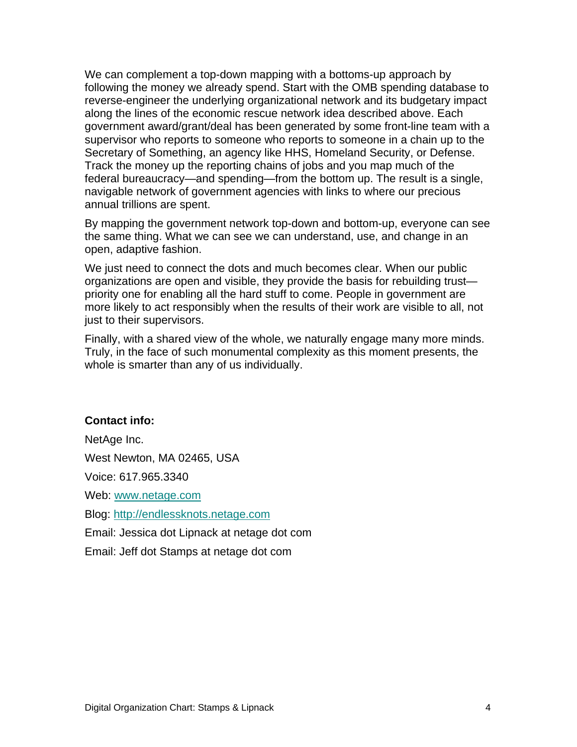We can complement a top-down mapping with a bottoms-up approach by following the money we already spend. Start with the OMB spending database to reverse-engineer the underlying organizational network and its budgetary impact along the lines of the economic rescue network idea described above. Each government award/grant/deal has been generated by some front-line team with a supervisor who reports to someone who reports to someone in a chain up to the Secretary of Something, an agency like HHS, Homeland Security, or Defense. Track the money up the reporting chains of jobs and you map much of the federal bureaucracy—and spending—from the bottom up. The result is a single, navigable network of government agencies with links to where our precious annual trillions are spent.

By mapping the government network top-down and bottom-up, everyone can see the same thing. What we can see we can understand, use, and change in an open, adaptive fashion.

We just need to connect the dots and much becomes clear. When our public organizations are open and visible, they provide the basis for rebuilding trust—priority one for enabling all the hard stuff to come. People in government are more likely to act responsibly when the results of their work are visible to all, not just to their supervisors.

Finally, with a shared view of the whole, we naturally engage many more minds. Truly, in the face of such monumental complexity as this moment presents, the whole is smarter than any of us individually.

**Contact info:**

NetAge Inc.

West Newton, MA 02465, USA

Voice: 617.965.3340

Web: [www.netage.com](http://www.netage.com)

Blog: [http://endlessknots.netage.com](http://endlessknots.netage.com)

Email: Jessica dot Lipnack at netage dot com

Email: Jeff dot Stamps at netage dot com